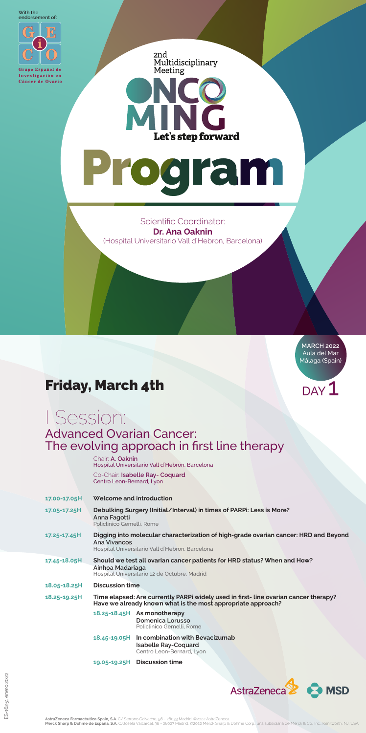With the endorsement of:

Grupo Español de Investigación en Cáncer de Ovario

2nd Multidisciplinary Meeting

# ONCOMING

Let's step forward

# Program

Scientific Coordinator:
**Dr. Ana Oaknin**
(Hospital Universitario Vall d´Hebron, Barcelona)

**MARCH 2022**
Aula del Mar
Málaga (Spain)

## Friday, March 4th

DAY **1**

## I Session:
### Advanced Ovarian Cancer: The evolving approach in first line therapy

Chair: **A. Oaknin**
Hospital Universitario Vall d´Hebron, Barcelona

Co-Chair: **Isabelle Ray- Coquard**
Centro Leon-Bernard, Lyon

**17.00-17.05H** **Welcome and introduction**

**17.05-17.25H** **Debulking Surgery (Initial/Interval) in times of PARPi: Less is More?**
**Anna Fagotti**
Policlinico Gemelli, Rome

**17.25-17.45H** **Digging into molecular characterization of high-grade ovarian cancer: HRD and Beyond**
**Ana Vivancos**
Hospital Universitario Vall d´Hebron, Barcelona

**17.45-18.05H** **Should we test all ovarian cancer patients for HRD status? When and How?**
**Ainhoa Madariaga**
Hospital Universitario 12 de Octubre, Madrid

**18.05-18.25H** **Discussion time**

**18.25-19.25H** **Time elapsed: Are currently PARPi widely used in first- line ovarian cancer therapy? Have we already known what is the most appropriate approach?**

- **18.25-18.45H** **As monotherapy**
  **Domenica Lorusso**
  Policlinico Gemelli, Rome
- **18.45-19.05H** **In combination with Bevacizumab**
  **Isabelle Ray-Coquard**
  Centro Leon-Bernard, Lyon
- **19.05-19.25H** **Discussion time**

ES-16251 enero 2022

AstraZeneca MSD

**AstraZeneca Farmacéutica Spain, S.A.** C/ Serrano Galvache, 56 - 28033 Madrid. ©2022 AstraZeneca.
**Merck Sharp & Dohme de España, S.A.** C/Josefa Valcárcel, 38 - 28027 Madrid. ©2022 Merck Sharp & Dohme Corp., una subsidiaria de Merck & Co., Inc., Kenilworth, NJ, USA.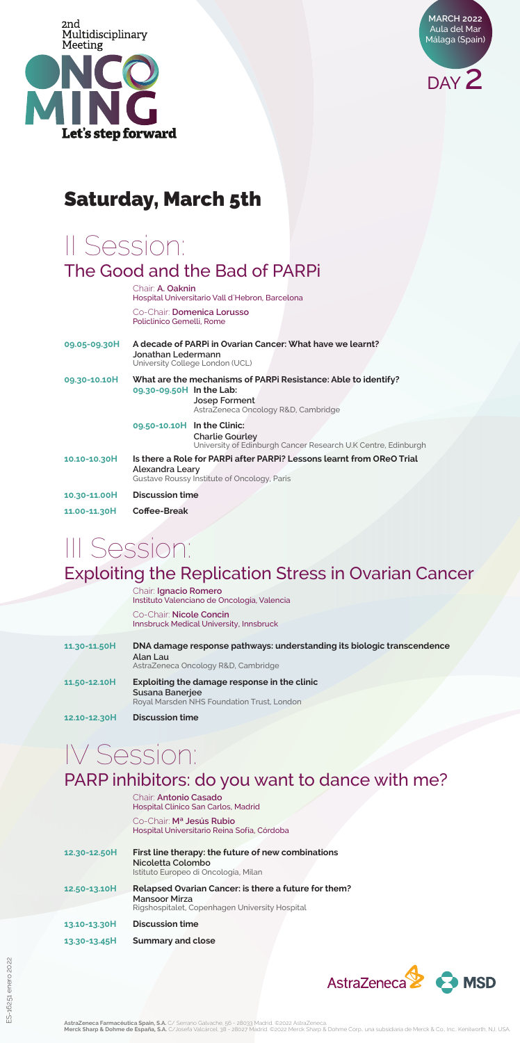2nd
Multidisciplinary
Meeting

# ONCO MING

Let's step forward

MARCH 2022
Aula del Mar
Málaga (Spain)

DAY 2

## Saturday, March 5th

# II Session:

## The Good and the Bad of PARPi

Chair: **A. Oaknin**
Hospital Universitario Vall d´Hebron, Barcelona

Co-Chair: **Domenica Lorusso**
Policlinico Gemelli, Rome

**09.05-09.30H** **A decade of PARPi in Ovarian Cancer: What have we learnt?**
**Jonathan Ledermann**
University College London (UCL)

**09.30-10.10H** **What are the mechanisms of PARPi Resistance: Able to identify?**

**09.30-09.50H In the Lab:**
**Josep Forment**
AstraZeneca Oncology R&D, Cambridge

**09.50-10.10H In the Clinic:**
**Charlie Gourley**
University of Edinburgh Cancer Research U.K Centre, Edinburgh

**10.10-10.30H** **Is there a Role for PARPi after PARPi? Lessons learnt from OReO Trial**
**Alexandra Leary**
Gustave Roussy Institute of Oncology, Paris

**10.30-11.00H** **Discussion time**

**11.00-11.30H** **Coffee-Break**

# III Session:

## Exploiting the Replication Stress in Ovarian Cancer

Chair: **Ignacio Romero**
Instituto Valenciano de Oncología, Valencia

Co-Chair: **Nicole Concin**
Innsbruck Medical University, Innsbruck

**11.30-11.50H** **DNA damage response pathways: understanding its biologic transcendence**
**Alan Lau**
AstraZeneca Oncology R&D, Cambridge

**11.50-12.10H** **Exploiting the damage response in the clinic**
**Susana Banerjee**
Royal Marsden NHS Foundation Trust, London

**12.10-12.30H** **Discussion time**

# IV Session:

## PARP inhibitors: do you want to dance with me?

Chair: **Antonio Casado**
Hospital Clínico San Carlos, Madrid

Co-Chair: **Mª Jesús Rubio**
Hospital Universitario Reina Sofía, Córdoba

**12.30-12.50H** **First line therapy: the future of new combinations**
**Nicoletta Colombo**
Istituto Europeo di Oncologia, Milan

**12.50-13.10H** **Relapsed Ovarian Cancer: is there a future for them?**
**Mansoor Mirza**
Rigshospitalet, Copenhagen University Hospital

**13.10-13.30H** **Discussion time**

**13.30-13.45H** **Summary and close**

ES-16251 enero 2022

AstraZeneca MSD

**AstraZeneca Farmacéutica Spain, S.A.** C/ Serrano Galvache, 56 - 28033 Madrid. ©2022 AstraZeneca.
**Merck Sharp & Dohme de España, S.A.** C/Josefa Valcárcel, 38 - 28027 Madrid. ©2022 Merck Sharp & Dohme Corp., una subsidiaria de Merck & Co., Inc., Kenilworth, NJ, USA.